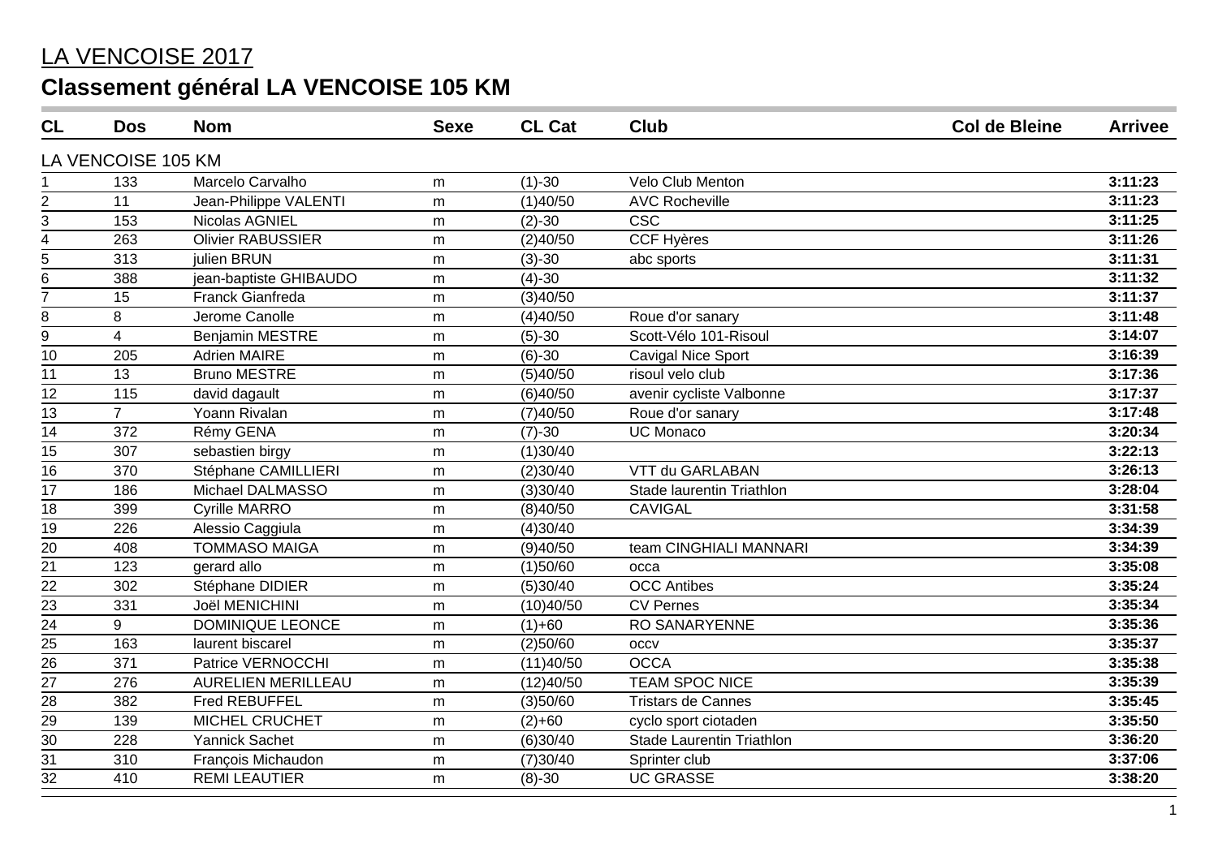# LA VENCOISE 2017

## Classement général LA VENCOISE 105 KM

| CL | Dos | Nom | Sexe | CL Cat | Club | Col de Bleine | Arrivee |
|---|---|---|---|---|---|---|---|
| LA VENCOISE 105 KM | | | | | | | |
| 1 | 133 | Marcelo Carvalho | m | (1)-30 | Velo Club Menton | | **3:11:23** |
| 2 | 11 | Jean-Philippe VALENTI | m | (1)40/50 | AVC Rocheville | | **3:11:23** |
| 3 | 153 | Nicolas AGNIEL | m | (2)-30 | CSC | | **3:11:25** |
| 4 | 263 | Olivier RABUSSIER | m | (2)40/50 | CCF Hyères | | **3:11:26** |
| 5 | 313 | julien BRUN | m | (3)-30 | abc sports | | **3:11:31** |
| 6 | 388 | jean-baptiste GHIBAUDO | m | (4)-30 | | | **3:11:32** |
| 7 | 15 | Franck Gianfreda | m | (3)40/50 | | | **3:11:37** |
| 8 | 8 | Jerome Canolle | m | (4)40/50 | Roue d'or sanary | | **3:11:48** |
| 9 | 4 | Benjamin MESTRE | m | (5)-30 | Scott-Vélo 101-Risoul | | **3:14:07** |
| 10 | 205 | Adrien MAIRE | m | (6)-30 | Cavigal Nice Sport | | **3:16:39** |
| 11 | 13 | Bruno MESTRE | m | (5)40/50 | risoul velo club | | **3:17:36** |
| 12 | 115 | david dagault | m | (6)40/50 | avenir cycliste Valbonne | | **3:17:37** |
| 13 | 7 | Yoann Rivalan | m | (7)40/50 | Roue d'or sanary | | **3:17:48** |
| 14 | 372 | Rémy GENA | m | (7)-30 | UC Monaco | | **3:20:34** |
| 15 | 307 | sebastien birgy | m | (1)30/40 | | | **3:22:13** |
| 16 | 370 | Stéphane CAMILLIERI | m | (2)30/40 | VTT du GARLABAN | | **3:26:13** |
| 17 | 186 | Michael DALMASSO | m | (3)30/40 | Stade laurentin Triathlon | | **3:28:04** |
| 18 | 399 | Cyrille MARRO | m | (8)40/50 | CAVIGAL | | **3:31:58** |
| 19 | 226 | Alessio Caggiula | m | (4)30/40 | | | **3:34:39** |
| 20 | 408 | TOMMASO MAIGA | m | (9)40/50 | team CINGHIALI MANNARI | | **3:34:39** |
| 21 | 123 | gerard allo | m | (1)50/60 | occa | | **3:35:08** |
| 22 | 302 | Stéphane DIDIER | m | (5)30/40 | OCC Antibes | | **3:35:24** |
| 23 | 331 | Joël MENICHINI | m | (10)40/50 | CV Pernes | | **3:35:34** |
| 24 | 9 | DOMINIQUE LEONCE | m | (1)+60 | RO SANARYENNE | | **3:35:36** |
| 25 | 163 | laurent biscarel | m | (2)50/60 | occv | | **3:35:37** |
| 26 | 371 | Patrice VERNOCCHI | m | (11)40/50 | OCCA | | **3:35:38** |
| 27 | 276 | AURELIEN MERILLEAU | m | (12)40/50 | TEAM SPOC NICE | | **3:35:39** |
| 28 | 382 | Fred REBUFFEL | m | (3)50/60 | Tristars de Cannes | | **3:35:45** |
| 29 | 139 | MICHEL CRUCHET | m | (2)+60 | cyclo sport ciotaden | | **3:35:50** |
| 30 | 228 | Yannick Sachet | m | (6)30/40 | Stade Laurentin Triathlon | | **3:36:20** |
| 31 | 310 | François Michaudon | m | (7)30/40 | Sprinter club | | **3:37:06** |
| 32 | 410 | REMI LEAUTIER | m | (8)-30 | UC GRASSE | | **3:38:20** |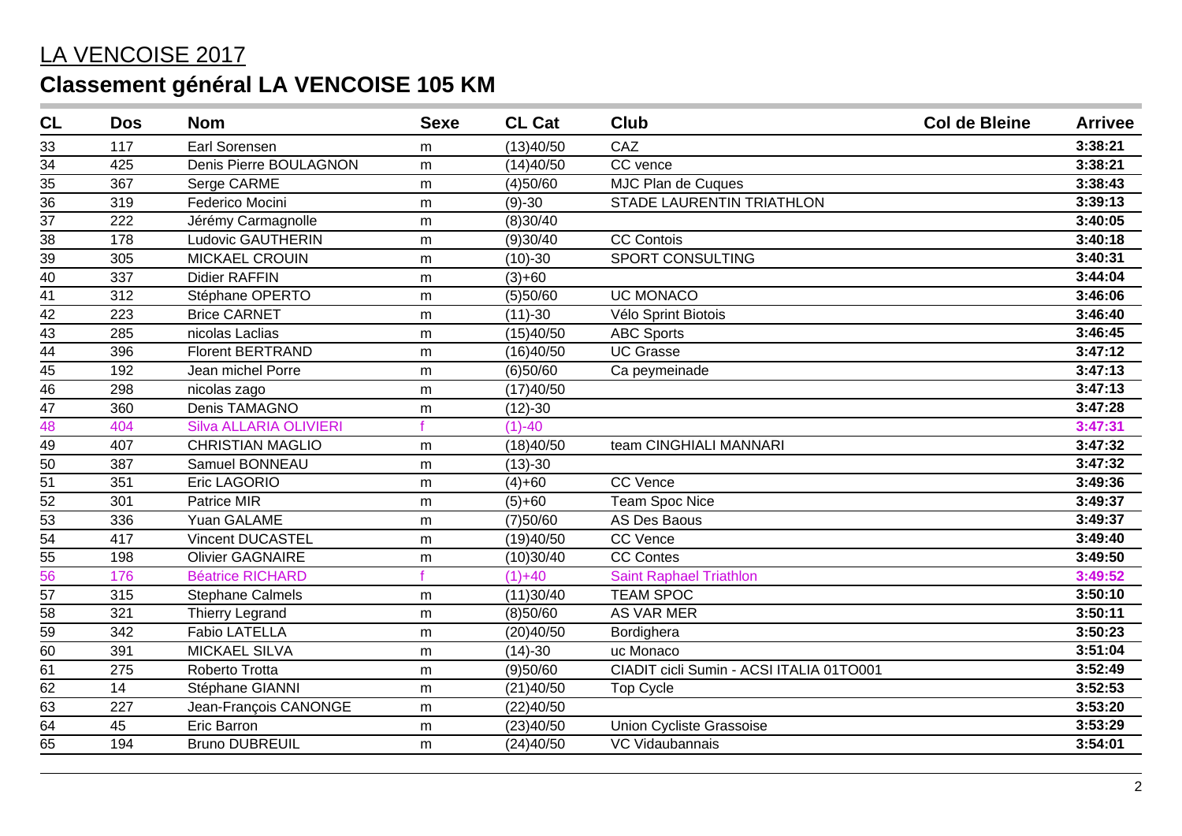# LA VENCOISE 2017

## Classement général LA VENCOISE 105 KM

| CL | Dos | Nom | Sexe | CL Cat | Club | Col de Bleine | Arrivee |
|---|---|---|---|---|---|---|---|
| 33 | 117 | Earl Sorensen | m | (13)40/50 | CAZ | | **3:38:21** |
| 34 | 425 | Denis Pierre BOULAGNON | m | (14)40/50 | CC vence | | **3:38:21** |
| 35 | 367 | Serge CARME | m | (4)50/60 | MJC Plan de Cuques | | **3:38:43** |
| 36 | 319 | Federico Mocini | m | (9)-30 | STADE LAURENTIN TRIATHLON | | **3:39:13** |
| 37 | 222 | Jérémy Carmagnolle | m | (8)30/40 | | | **3:40:05** |
| 38 | 178 | Ludovic GAUTHERIN | m | (9)30/40 | CC Contois | | **3:40:18** |
| 39 | 305 | MICKAEL CROUIN | m | (10)-30 | SPORT CONSULTING | | **3:40:31** |
| 40 | 337 | Didier RAFFIN | m | (3)+60 | | | **3:44:04** |
| 41 | 312 | Stéphane OPERTO | m | (5)50/60 | UC MONACO | | **3:46:06** |
| 42 | 223 | Brice CARNET | m | (11)-30 | Vélo Sprint Biotois | | **3:46:40** |
| 43 | 285 | nicolas Laclias | m | (15)40/50 | ABC Sports | | **3:46:45** |
| 44 | 396 | Florent BERTRAND | m | (16)40/50 | UC Grasse | | **3:47:12** |
| 45 | 192 | Jean michel Porre | m | (6)50/60 | Ca peymeinade | | **3:47:13** |
| 46 | 298 | nicolas zago | m | (17)40/50 | | | **3:47:13** |
| 47 | 360 | Denis TAMAGNO | m | (12)-30 | | | **3:47:28** |
| 48 | 404 | Silva ALLARIA OLIVIERI | f | (1)-40 | | | **3:47:31** |
| 49 | 407 | CHRISTIAN MAGLIO | m | (18)40/50 | team CINGHIALI MANNARI | | **3:47:32** |
| 50 | 387 | Samuel BONNEAU | m | (13)-30 | | | **3:47:32** |
| 51 | 351 | Eric LAGORIO | m | (4)+60 | CC Vence | | **3:49:36** |
| 52 | 301 | Patrice MIR | m | (5)+60 | Team Spoc Nice | | **3:49:37** |
| 53 | 336 | Yuan GALAME | m | (7)50/60 | AS Des Baous | | **3:49:37** |
| 54 | 417 | Vincent DUCASTEL | m | (19)40/50 | CC Vence | | **3:49:40** |
| 55 | 198 | Olivier GAGNAIRE | m | (10)30/40 | CC Contes | | **3:49:50** |
| 56 | 176 | Béatrice RICHARD | f | (1)+40 | Saint Raphael Triathlon | | **3:49:52** |
| 57 | 315 | Stephane Calmels | m | (11)30/40 | TEAM SPOC | | **3:50:10** |
| 58 | 321 | Thierry Legrand | m | (8)50/60 | AS VAR MER | | **3:50:11** |
| 59 | 342 | Fabio LATELLA | m | (20)40/50 | Bordighera | | **3:50:23** |
| 60 | 391 | MICKAEL SILVA | m | (14)-30 | uc Monaco | | **3:51:04** |
| 61 | 275 | Roberto Trotta | m | (9)50/60 | CIADIT cicli Sumin - ACSI ITALIA 01TO001 | | **3:52:49** |
| 62 | 14 | Stéphane GIANNI | m | (21)40/50 | Top Cycle | | **3:52:53** |
| 63 | 227 | Jean-François CANONGE | m | (22)40/50 | | | **3:53:20** |
| 64 | 45 | Eric Barron | m | (23)40/50 | Union Cycliste Grassoise | | **3:53:29** |
| 65 | 194 | Bruno DUBREUIL | m | (24)40/50 | VC Vidaubannais | | **3:54:01** |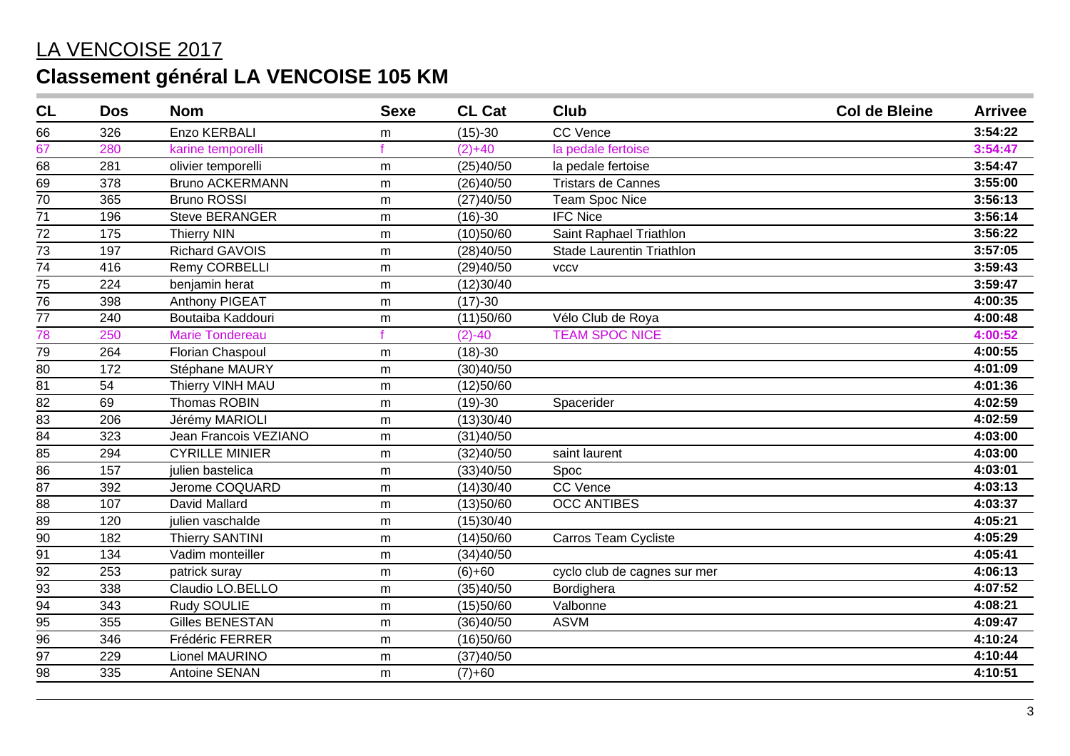# LA VENCOISE 2017

## Classement général LA VENCOISE 105 KM

| CL | Dos | Nom | Sexe | CL Cat | Club | Col de Bleine | Arrivee |
|---|---|---|---|---|---|---|---|
| 66 | 326 | Enzo KERBALI | m | (15)-30 | CC Vence | | 3:54:22 |
| 67 | 280 | karine temporelli | f | (2)+40 | la pedale fertoise | | 3:54:47 |
| 68 | 281 | olivier temporelli | m | (25)40/50 | la pedale fertoise | | 3:54:47 |
| 69 | 378 | Bruno ACKERMANN | m | (26)40/50 | Tristars de Cannes | | 3:55:00 |
| 70 | 365 | Bruno ROSSI | m | (27)40/50 | Team Spoc Nice | | 3:56:13 |
| 71 | 196 | Steve BERANGER | m | (16)-30 | IFC Nice | | 3:56:14 |
| 72 | 175 | Thierry NIN | m | (10)50/60 | Saint Raphael Triathlon | | 3:56:22 |
| 73 | 197 | Richard GAVOIS | m | (28)40/50 | Stade Laurentin Triathlon | | 3:57:05 |
| 74 | 416 | Remy CORBELLI | m | (29)40/50 | vccv | | 3:59:43 |
| 75 | 224 | benjamin herat | m | (12)30/40 | | | 3:59:47 |
| 76 | 398 | Anthony PIGEAT | m | (17)-30 | | | 4:00:35 |
| 77 | 240 | Boutaiba Kaddouri | m | (11)50/60 | Vélo Club de Roya | | 4:00:48 |
| 78 | 250 | Marie Tondereau | f | (2)-40 | TEAM SPOC NICE | | 4:00:52 |
| 79 | 264 | Florian Chaspoul | m | (18)-30 | | | 4:00:55 |
| 80 | 172 | Stéphane MAURY | m | (30)40/50 | | | 4:01:09 |
| 81 | 54 | Thierry VINH MAU | m | (12)50/60 | | | 4:01:36 |
| 82 | 69 | Thomas ROBIN | m | (19)-30 | Spacerider | | 4:02:59 |
| 83 | 206 | Jérémy MARIOLI | m | (13)30/40 | | | 4:02:59 |
| 84 | 323 | Jean Francois VEZIANO | m | (31)40/50 | | | 4:03:00 |
| 85 | 294 | CYRILLE MINIER | m | (32)40/50 | saint laurent | | 4:03:00 |
| 86 | 157 | julien bastelica | m | (33)40/50 | Spoc | | 4:03:01 |
| 87 | 392 | Jerome COQUARD | m | (14)30/40 | CC Vence | | 4:03:13 |
| 88 | 107 | David Mallard | m | (13)50/60 | OCC ANTIBES | | 4:03:37 |
| 89 | 120 | julien vaschalde | m | (15)30/40 | | | 4:05:21 |
| 90 | 182 | Thierry SANTINI | m | (14)50/60 | Carros Team Cycliste | | 4:05:29 |
| 91 | 134 | Vadim monteiller | m | (34)40/50 | | | 4:05:41 |
| 92 | 253 | patrick suray | m | (6)+60 | cyclo club de cagnes sur mer | | 4:06:13 |
| 93 | 338 | Claudio LO.BELLO | m | (35)40/50 | Bordighera | | 4:07:52 |
| 94 | 343 | Rudy SOULIE | m | (15)50/60 | Valbonne | | 4:08:21 |
| 95 | 355 | Gilles BENESTAN | m | (36)40/50 | ASVM | | 4:09:47 |
| 96 | 346 | Frédéric FERRER | m | (16)50/60 | | | 4:10:24 |
| 97 | 229 | Lionel MAURINO | m | (37)40/50 | | | 4:10:44 |
| 98 | 335 | Antoine SENAN | m | (7)+60 | | | 4:10:51 |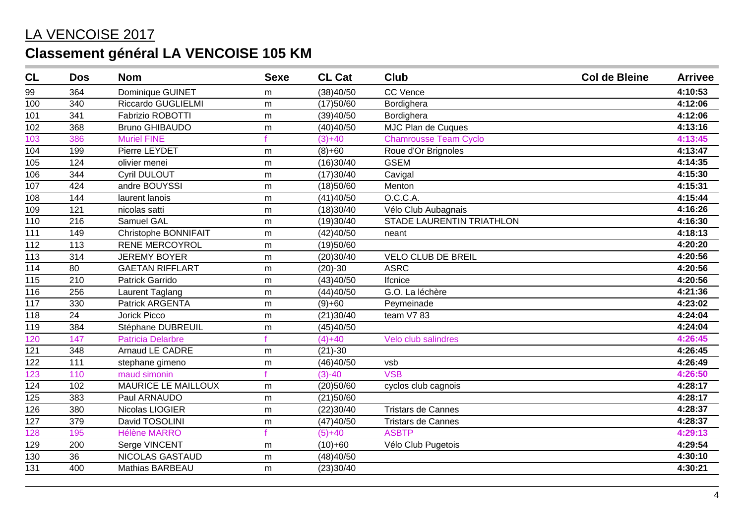# LA VENCOISE 2017

## Classement général LA VENCOISE 105 KM

| CL | Dos | Nom | Sexe | CL Cat | Club | Col de Bleine | Arrivee |
|---|---|---|---|---|---|---|---|
| 99 | 364 | Dominique GUINET | m | (38)40/50 | CC Vence | | **4:10:53** |
| 100 | 340 | Riccardo GUGLIELMI | m | (17)50/60 | Bordighera | | **4:12:06** |
| 101 | 341 | Fabrizio ROBOTTI | m | (39)40/50 | Bordighera | | **4:12:06** |
| 102 | 368 | Bruno GHIBAUDO | m | (40)40/50 | MJC Plan de Cuques | | **4:13:16** |
| 103 | 386 | Muriel FINE | f | (3)+40 | Chamrousse Team Cyclo | | **4:13:45** |
| 104 | 199 | Pierre LEYDET | m | (8)+60 | Roue d'Or Brignoles | | **4:13:47** |
| 105 | 124 | olivier menei | m | (16)30/40 | GSEM | | **4:14:35** |
| 106 | 344 | Cyril DULOUT | m | (17)30/40 | Cavigal | | **4:15:30** |
| 107 | 424 | andre BOUYSSI | m | (18)50/60 | Menton | | **4:15:31** |
| 108 | 144 | laurent lanois | m | (41)40/50 | O.C.C.A. | | **4:15:44** |
| 109 | 121 | nicolas satti | m | (18)30/40 | Vélo Club Aubagnais | | **4:16:26** |
| 110 | 216 | Samuel GAL | m | (19)30/40 | STADE LAURENTIN TRIATHLON | | **4:16:30** |
| 111 | 149 | Christophe BONNIFAIT | m | (42)40/50 | neant | | **4:18:13** |
| 112 | 113 | RENE MERCOYROL | m | (19)50/60 | | | **4:20:20** |
| 113 | 314 | JEREMY BOYER | m | (20)30/40 | VELO CLUB DE BREIL | | **4:20:56** |
| 114 | 80 | GAETAN RIFFLART | m | (20)-30 | ASRC | | **4:20:56** |
| 115 | 210 | Patrick Garrido | m | (43)40/50 | Ifcnice | | **4:20:56** |
| 116 | 256 | Laurent Taglang | m | (44)40/50 | G.O. La léchère | | **4:21:36** |
| 117 | 330 | Patrick ARGENTA | m | (9)+60 | Peymeinade | | **4:23:02** |
| 118 | 24 | Jorick Picco | m | (21)30/40 | team V7 83 | | **4:24:04** |
| 119 | 384 | Stéphane DUBREUIL | m | (45)40/50 | | | **4:24:04** |
| 120 | 147 | Patricia Delarbre | f | (4)+40 | Velo club salindres | | **4:26:45** |
| 121 | 348 | Arnaud LE CADRE | m | (21)-30 | | | **4:26:45** |
| 122 | 111 | stephane gimeno | m | (46)40/50 | vsb | | **4:26:49** |
| 123 | 110 | maud simonin | f | (3)-40 | VSB | | **4:26:50** |
| 124 | 102 | MAURICE LE MAILLOUX | m | (20)50/60 | cyclos club cagnois | | **4:28:17** |
| 125 | 383 | Paul ARNAUDO | m | (21)50/60 | | | **4:28:17** |
| 126 | 380 | Nicolas LIOGIER | m | (22)30/40 | Tristars de Cannes | | **4:28:37** |
| 127 | 379 | David TOSOLINI | m | (47)40/50 | Tristars de Cannes | | **4:28:37** |
| 128 | 195 | Hélène MARRO | f | (5)+40 | ASBTP | | **4:29:13** |
| 129 | 200 | Serge VINCENT | m | (10)+60 | Vélo Club Pugetois | | **4:29:54** |
| 130 | 36 | NICOLAS GASTAUD | m | (48)40/50 | | | **4:30:10** |
| 131 | 400 | Mathias BARBEAU | m | (23)30/40 | | | **4:30:21** |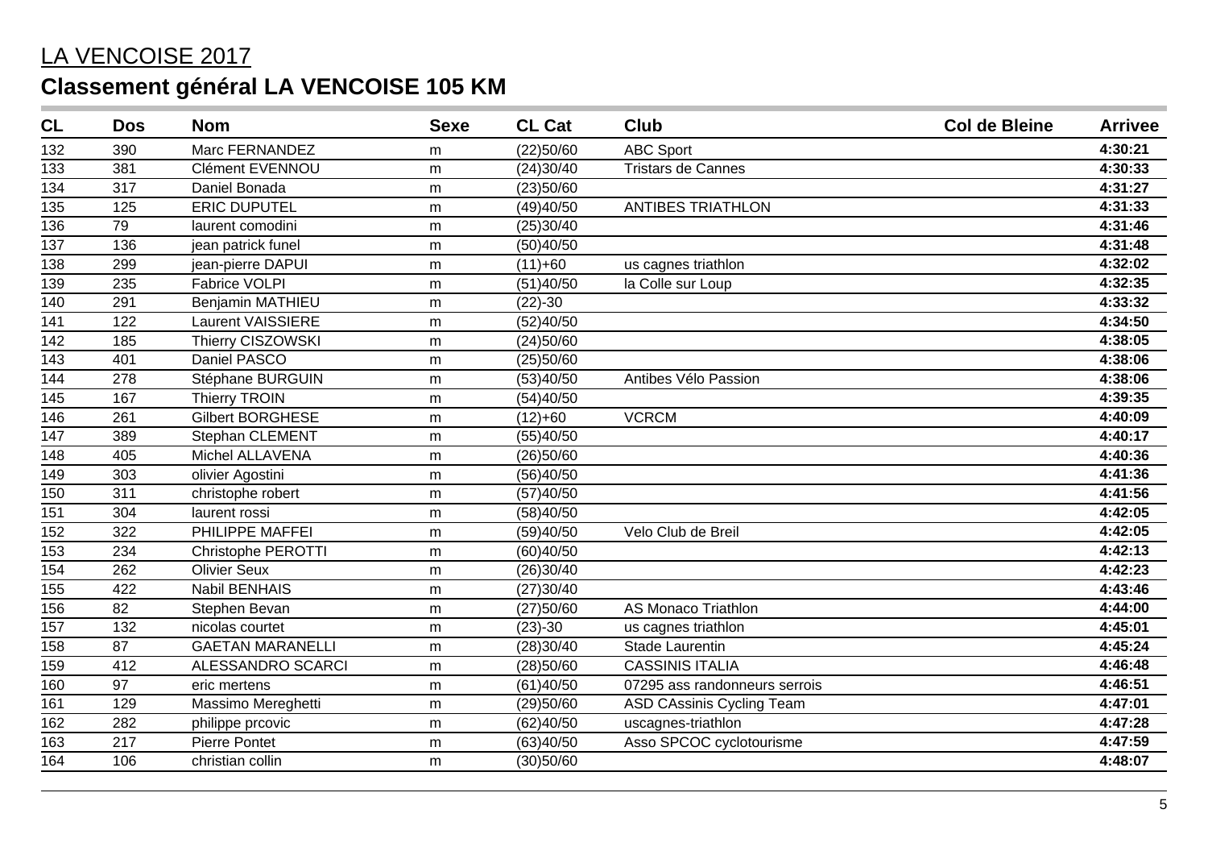LA VENCOISE 2017

## Classement général LA VENCOISE 105 KM

| CL | Dos | Nom | Sexe | CL Cat | Club | Col de Bleine | Arrivee |
|---|---|---|---|---|---|---|---|
| 132 | 390 | Marc FERNANDEZ | m | (22)50/60 | ABC Sport | | **4:30:21** |
| 133 | 381 | Clément EVENNOU | m | (24)30/40 | Tristars de Cannes | | **4:30:33** |
| 134 | 317 | Daniel Bonada | m | (23)50/60 | | | **4:31:27** |
| 135 | 125 | ERIC DUPUTEL | m | (49)40/50 | ANTIBES TRIATHLON | | **4:31:33** |
| 136 | 79 | laurent comodini | m | (25)30/40 | | | **4:31:46** |
| 137 | 136 | jean patrick funel | m | (50)40/50 | | | **4:31:48** |
| 138 | 299 | jean-pierre DAPUI | m | (11)+60 | us cagnes triathlon | | **4:32:02** |
| 139 | 235 | Fabrice VOLPI | m | (51)40/50 | la Colle sur Loup | | **4:32:35** |
| 140 | 291 | Benjamin MATHIEU | m | (22)-30 | | | **4:33:32** |
| 141 | 122 | Laurent VAISSIERE | m | (52)40/50 | | | **4:34:50** |
| 142 | 185 | Thierry CISZOWSKI | m | (24)50/60 | | | **4:38:05** |
| 143 | 401 | Daniel PASCO | m | (25)50/60 | | | **4:38:06** |
| 144 | 278 | Stéphane BURGUIN | m | (53)40/50 | Antibes Vélo Passion | | **4:38:06** |
| 145 | 167 | Thierry TROIN | m | (54)40/50 | | | **4:39:35** |
| 146 | 261 | Gilbert BORGHESE | m | (12)+60 | VCRCM | | **4:40:09** |
| 147 | 389 | Stephan CLEMENT | m | (55)40/50 | | | **4:40:17** |
| 148 | 405 | Michel ALLAVENA | m | (26)50/60 | | | **4:40:36** |
| 149 | 303 | olivier Agostini | m | (56)40/50 | | | **4:41:36** |
| 150 | 311 | christophe robert | m | (57)40/50 | | | **4:41:56** |
| 151 | 304 | laurent rossi | m | (58)40/50 | | | **4:42:05** |
| 152 | 322 | PHILIPPE MAFFEI | m | (59)40/50 | Velo Club de Breil | | **4:42:05** |
| 153 | 234 | Christophe PEROTTI | m | (60)40/50 | | | **4:42:13** |
| 154 | 262 | Olivier Seux | m | (26)30/40 | | | **4:42:23** |
| 155 | 422 | Nabil BENHAIS | m | (27)30/40 | | | **4:43:46** |
| 156 | 82 | Stephen Bevan | m | (27)50/60 | AS Monaco Triathlon | | **4:44:00** |
| 157 | 132 | nicolas courtet | m | (23)-30 | us cagnes triathlon | | **4:45:01** |
| 158 | 87 | GAETAN MARANELLI | m | (28)30/40 | Stade Laurentin | | **4:45:24** |
| 159 | 412 | ALESSANDRO SCARCI | m | (28)50/60 | CASSINIS ITALIA | | **4:46:48** |
| 160 | 97 | eric mertens | m | (61)40/50 | 07295 ass randonneurs serrois | | **4:46:51** |
| 161 | 129 | Massimo Mereghetti | m | (29)50/60 | ASD CAssinis Cycling Team | | **4:47:01** |
| 162 | 282 | philippe prcovic | m | (62)40/50 | uscagnes-triathlon | | **4:47:28** |
| 163 | 217 | Pierre Pontet | m | (63)40/50 | Asso SPCOC cyclotourisme | | **4:47:59** |
| 164 | 106 | christian collin | m | (30)50/60 | | | **4:48:07** |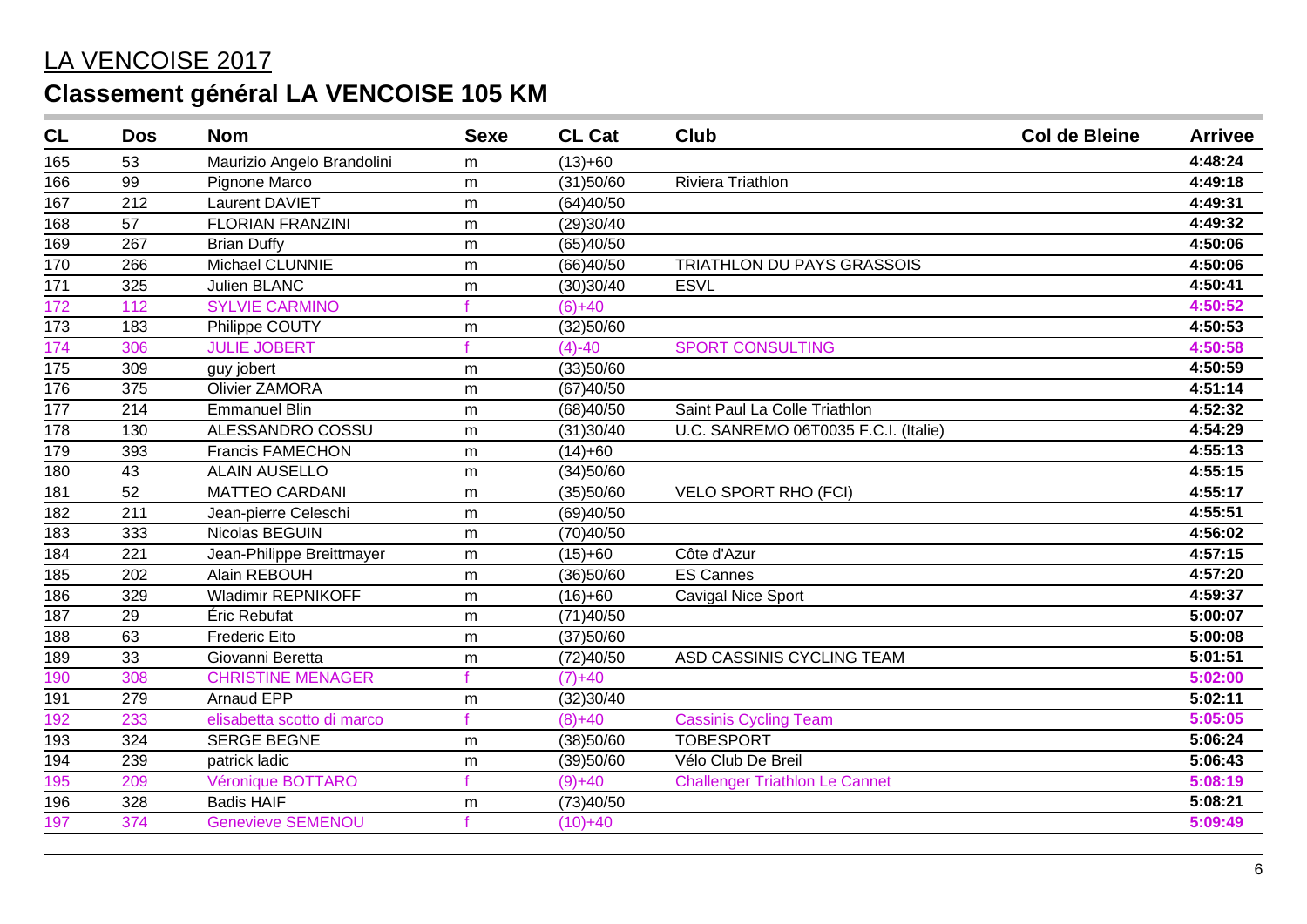# LA VENCOISE 2017

## Classement général LA VENCOISE 105 KM

| CL | Dos | Nom | Sexe | CL Cat | Club | Col de Bleine | Arrivee |
|---|---|---|---|---|---|---|---|
| 165 | 53 | Maurizio Angelo Brandolini | m | (13)+60 | | | **4:48:24** |
| 166 | 99 | Pignone Marco | m | (31)50/60 | Riviera Triathlon | | **4:49:18** |
| 167 | 212 | Laurent DAVIET | m | (64)40/50 | | | **4:49:31** |
| 168 | 57 | FLORIAN FRANZINI | m | (29)30/40 | | | **4:49:32** |
| 169 | 267 | Brian Duffy | m | (65)40/50 | | | **4:50:06** |
| 170 | 266 | Michael CLUNNIE | m | (66)40/50 | TRIATHLON DU PAYS GRASSOIS | | **4:50:06** |
| 171 | 325 | Julien BLANC | m | (30)30/40 | ESVL | | **4:50:41** |
| 172 | 112 | SYLVIE CARMINO | f | (6)+40 | | | **4:50:52** |
| 173 | 183 | Philippe COUTY | m | (32)50/60 | | | **4:50:53** |
| 174 | 306 | JULIE JOBERT | f | (4)-40 | SPORT CONSULTING | | **4:50:58** |
| 175 | 309 | guy jobert | m | (33)50/60 | | | **4:50:59** |
| 176 | 375 | Olivier ZAMORA | m | (67)40/50 | | | **4:51:14** |
| 177 | 214 | Emmanuel Blin | m | (68)40/50 | Saint Paul La Colle Triathlon | | **4:52:32** |
| 178 | 130 | ALESSANDRO COSSU | m | (31)30/40 | U.C. SANREMO 06T0035 F.C.I. (Italie) | | **4:54:29** |
| 179 | 393 | Francis FAMECHON | m | (14)+60 | | | **4:55:13** |
| 180 | 43 | ALAIN AUSELLO | m | (34)50/60 | | | **4:55:15** |
| 181 | 52 | MATTEO CARDANI | m | (35)50/60 | VELO SPORT RHO (FCI) | | **4:55:17** |
| 182 | 211 | Jean-pierre Celeschi | m | (69)40/50 | | | **4:55:51** |
| 183 | 333 | Nicolas BEGUIN | m | (70)40/50 | | | **4:56:02** |
| 184 | 221 | Jean-Philippe Breittmayer | m | (15)+60 | Côte d'Azur | | **4:57:15** |
| 185 | 202 | Alain REBOUH | m | (36)50/60 | ES Cannes | | **4:57:20** |
| 186 | 329 | Wladimir REPNIKOFF | m | (16)+60 | Cavigal Nice Sport | | **4:59:37** |
| 187 | 29 | Éric Rebufat | m | (71)40/50 | | | **5:00:07** |
| 188 | 63 | Frederic Eito | m | (37)50/60 | | | **5:00:08** |
| 189 | 33 | Giovanni Beretta | m | (72)40/50 | ASD CASSINIS CYCLING TEAM | | **5:01:51** |
| 190 | 308 | CHRISTINE MENAGER | f | (7)+40 | | | **5:02:00** |
| 191 | 279 | Arnaud EPP | m | (32)30/40 | | | **5:02:11** |
| 192 | 233 | elisabetta scotto di marco | f | (8)+40 | Cassinis Cycling Team | | **5:05:05** |
| 193 | 324 | SERGE BEGNE | m | (38)50/60 | TOBESPORT | | **5:06:24** |
| 194 | 239 | patrick ladic | m | (39)50/60 | Vélo Club De Breil | | **5:06:43** |
| 195 | 209 | Véronique BOTTARO | f | (9)+40 | Challenger Triathlon Le Cannet | | **5:08:19** |
| 196 | 328 | Badis HAIF | m | (73)40/50 | | | **5:08:21** |
| 197 | 374 | Genevieve SEMENOU | f | (10)+40 | | | **5:09:49** |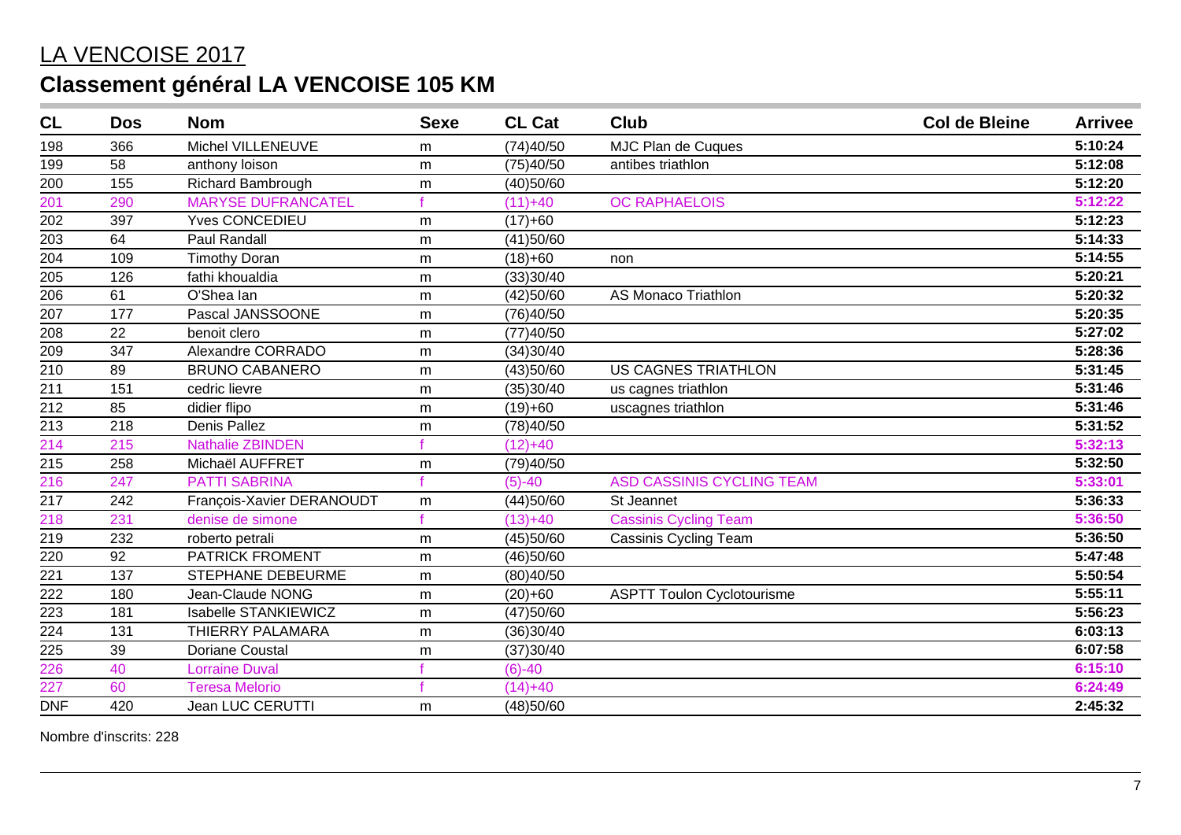LA VENCOISE 2017

## Classement général LA VENCOISE 105 KM

| CL | Dos | Nom | Sexe | CL Cat | Club | Col de Bleine | Arrivee |
|---|---|---|---|---|---|---|---|
| 198 | 366 | Michel VILLENEUVE | m | (74)40/50 | MJC Plan de Cuques | | **5:10:24** |
| 199 | 58 | anthony loison | m | (75)40/50 | antibes triathlon | | **5:12:08** |
| 200 | 155 | Richard Bambrough | m | (40)50/60 | | | **5:12:20** |
| 201 | 290 | MARYSE DUFRANCATEL | f | (11)+40 | OC RAPHAELOIS | | **5:12:22** |
| 202 | 397 | Yves CONCEDIEU | m | (17)+60 | | | **5:12:23** |
| 203 | 64 | Paul Randall | m | (41)50/60 | | | **5:14:33** |
| 204 | 109 | Timothy Doran | m | (18)+60 | non | | **5:14:55** |
| 205 | 126 | fathi khoualdia | m | (33)30/40 | | | **5:20:21** |
| 206 | 61 | O'Shea Ian | m | (42)50/60 | AS Monaco Triathlon | | **5:20:32** |
| 207 | 177 | Pascal JANSSOONE | m | (76)40/50 | | | **5:20:35** |
| 208 | 22 | benoit clero | m | (77)40/50 | | | **5:27:02** |
| 209 | 347 | Alexandre CORRADO | m | (34)30/40 | | | **5:28:36** |
| 210 | 89 | BRUNO CABANERO | m | (43)50/60 | US CAGNES TRIATHLON | | **5:31:45** |
| 211 | 151 | cedric lievre | m | (35)30/40 | us cagnes triathlon | | **5:31:46** |
| 212 | 85 | didier flipo | m | (19)+60 | uscagnes triathlon | | **5:31:46** |
| 213 | 218 | Denis Pallez | m | (78)40/50 | | | **5:31:52** |
| 214 | 215 | Nathalie ZBINDEN | f | (12)+40 | | | **5:32:13** |
| 215 | 258 | Michaël AUFFRET | m | (79)40/50 | | | **5:32:50** |
| 216 | 247 | PATTI SABRINA | f | (5)-40 | ASD CASSINIS CYCLING TEAM | | **5:33:01** |
| 217 | 242 | François-Xavier DERANOUDT | m | (44)50/60 | St Jeannet | | **5:36:33** |
| 218 | 231 | denise de simone | f | (13)+40 | Cassinis Cycling Team | | **5:36:50** |
| 219 | 232 | roberto petrali | m | (45)50/60 | Cassinis Cycling Team | | **5:36:50** |
| 220 | 92 | PATRICK FROMENT | m | (46)50/60 | | | **5:47:48** |
| 221 | 137 | STEPHANE DEBEURME | m | (80)40/50 | | | **5:50:54** |
| 222 | 180 | Jean-Claude NONG | m | (20)+60 | ASPTT Toulon Cyclotourisme | | **5:55:11** |
| 223 | 181 | Isabelle STANKIEWICZ | m | (47)50/60 | | | **5:56:23** |
| 224 | 131 | THIERRY PALAMARA | m | (36)30/40 | | | **6:03:13** |
| 225 | 39 | Doriane Coustal | m | (37)30/40 | | | **6:07:58** |
| 226 | 40 | Lorraine Duval | f | (6)-40 | | | **6:15:10** |
| 227 | 60 | Teresa Melorio | f | (14)+40 | | | **6:24:49** |
| DNF | 420 | Jean LUC CERUTTI | m | (48)50/60 | | | **2:45:32** |

Nombre d'inscrits: 228